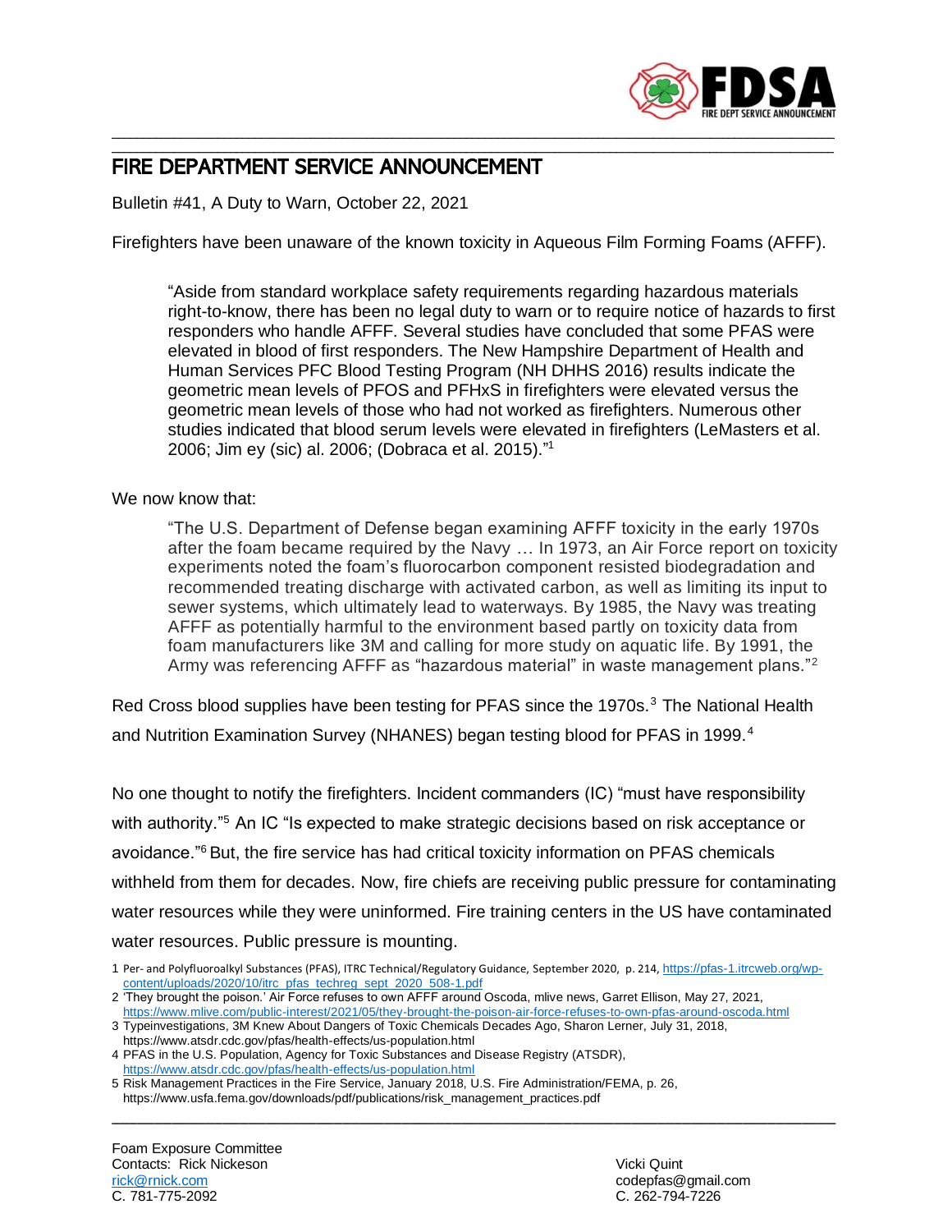# FIRE DEPARTMENT SERVICE ANNOUNCEMENT

Bulletin #41, A Duty to Warn, October 22, 2021

Firefighters have been unaware of the known toxicity in Aqueous Film Forming Foams (AFFF).

> "Aside from standard workplace safety requirements regarding hazardous materials right-to-know, there has been no legal duty to warn or to require notice of hazards to first responders who handle AFFF. Several studies have concluded that some PFAS were elevated in blood of first responders. The New Hampshire Department of Health and Human Services PFC Blood Testing Program (NH DHHS 2016) results indicate the geometric mean levels of PFOS and PFHxS in firefighters were elevated versus the geometric mean levels of those who had not worked as firefighters. Numerous other studies indicated that blood serum levels were elevated in firefighters (LeMasters et al. 2006; Jim ey (sic) al. 2006; (Dobraca et al. 2015)."[1]

We now know that:

> "The U.S. Department of Defense began examining AFFF toxicity in the early 1970s after the foam became required by the Navy … In 1973, an Air Force report on toxicity experiments noted the foam's fluorocarbon component resisted biodegradation and recommended treating discharge with activated carbon, as well as limiting its input to sewer systems, which ultimately lead to waterways. By 1985, the Navy was treating AFFF as potentially harmful to the environment based partly on toxicity data from foam manufacturers like 3M and calling for more study on aquatic life. By 1991, the Army was referencing AFFF as "hazardous material" in waste management plans."[2]

Red Cross blood supplies have been testing for PFAS since the 1970s.[3] The National Health and Nutrition Examination Survey (NHANES) began testing blood for PFAS in 1999.[4]

No one thought to notify the firefighters. Incident commanders (IC) "must have responsibility with authority."[5] An IC "Is expected to make strategic decisions based on risk acceptance or avoidance."[6] But, the fire service has had critical toxicity information on PFAS chemicals withheld from them for decades. Now, fire chiefs are receiving public pressure for contaminating water resources while they were uninformed. Fire training centers in the US have contaminated water resources. Public pressure is mounting.

1 Per- and Polyfluoroalkyl Substances (PFAS), ITRC Technical/Regulatory Guidance, September 2020, p. 214, https://pfas-1.itrcweb.org/wp-content/uploads/2020/10/itrc_pfas_techreg_sept_2020_508-1.pdf

2 'They brought the poison.' Air Force refuses to own AFFF around Oscoda, mlive news, Garret Ellison, May 27, 2021, https://www.mlive.com/public-interest/2021/05/they-brought-the-poison-air-force-refuses-to-own-pfas-around-oscoda.html

3 Typeinvestigations, 3M Knew About Dangers of Toxic Chemicals Decades Ago, Sharon Lerner, July 31, 2018, https://www.atsdr.cdc.gov/pfas/health-effects/us-population.html

4 PFAS in the U.S. Population, Agency for Toxic Substances and Disease Registry (ATSDR), https://www.atsdr.cdc.gov/pfas/health-effects/us-population.html

5 Risk Management Practices in the Fire Service, January 2018, U.S. Fire Administration/FEMA, p. 26, https://www.usfa.fema.gov/downloads/pdf/publications/risk_management_practices.pdf

Foam Exposure Committee
Contacts: Rick Nickeson
rick@rnick.com
C. 781-775-2092

Vicki Quint
codepfas@gmail.com
C. 262-794-7226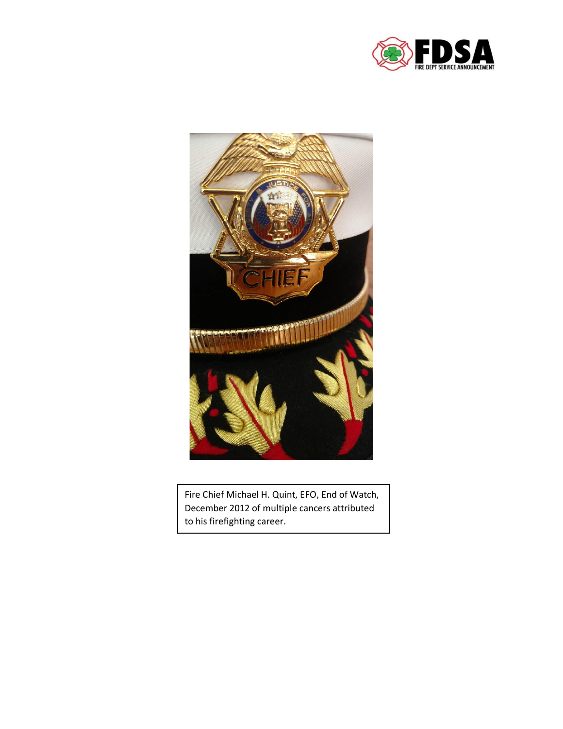Fire Chief Michael H. Quint, EFO, End of Watch, December 2012 of multiple cancers attributed to his firefighting career.